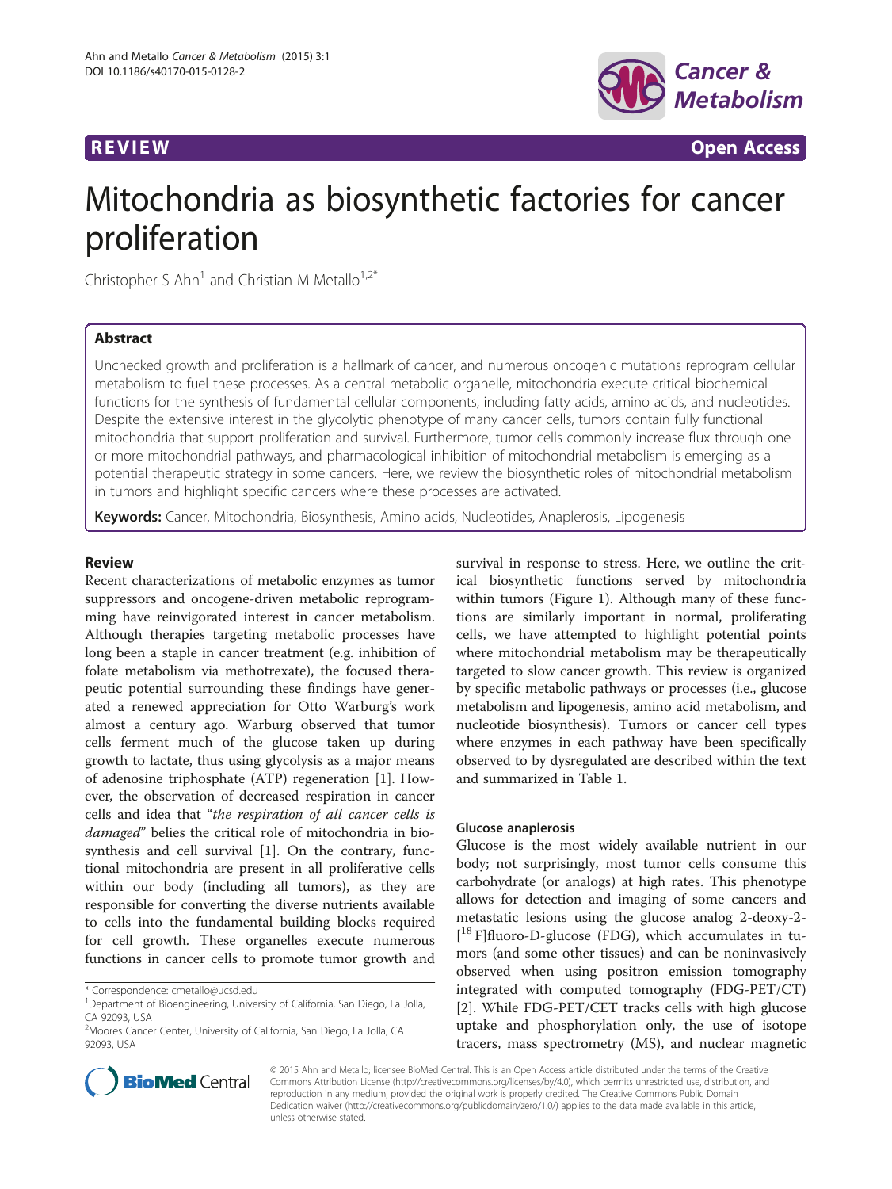**REVIEW** **Open Access**

# Mitochondria as biosynthetic factories for cancer proliferation

Christopher S Ahn[1] and Christian M Metallo[1,2*]

## Abstract

Unchecked growth and proliferation is a hallmark of cancer, and numerous oncogenic mutations reprogram cellular metabolism to fuel these processes. As a central metabolic organelle, mitochondria execute critical biochemical functions for the synthesis of fundamental cellular components, including fatty acids, amino acids, and nucleotides. Despite the extensive interest in the glycolytic phenotype of many cancer cells, tumors contain fully functional mitochondria that support proliferation and survival. Furthermore, tumor cells commonly increase flux through one or more mitochondrial pathways, and pharmacological inhibition of mitochondrial metabolism is emerging as a potential therapeutic strategy in some cancers. Here, we review the biosynthetic roles of mitochondrial metabolism in tumors and highlight specific cancers where these processes are activated.

**Keywords:** Cancer, Mitochondria, Biosynthesis, Amino acids, Nucleotides, Anaplerosis, Lipogenesis

## Review

Recent characterizations of metabolic enzymes as tumor suppressors and oncogene-driven metabolic reprogramming have reinvigorated interest in cancer metabolism. Although therapies targeting metabolic processes have long been a staple in cancer treatment (e.g. inhibition of folate metabolism via methotrexate), the focused therapeutic potential surrounding these findings have generated a renewed appreciation for Otto Warburg's work almost a century ago. Warburg observed that tumor cells ferment much of the glucose taken up during growth to lactate, thus using glycolysis as a major means of adenosine triphosphate (ATP) regeneration [1]. However, the observation of decreased respiration in cancer cells and idea that "*the respiration of all cancer cells is damaged*" belies the critical role of mitochondria in biosynthesis and cell survival [1]. On the contrary, functional mitochondria are present in all proliferative cells within our body (including all tumors), as they are responsible for converting the diverse nutrients available to cells into the fundamental building blocks required for cell growth. These organelles execute numerous functions in cancer cells to promote tumor growth and survival in response to stress. Here, we outline the critical biosynthetic functions served by mitochondria within tumors (Figure 1). Although many of these functions are similarly important in normal, proliferating cells, we have attempted to highlight potential points where mitochondrial metabolism may be therapeutically targeted to slow cancer growth. This review is organized by specific metabolic pathways or processes (i.e., glucose metabolism and lipogenesis, amino acid metabolism, and nucleotide biosynthesis). Tumors or cancer cell types where enzymes in each pathway have been specifically observed to by dysregulated are described within the text and summarized in Table 1.

### Glucose anaplerosis

Glucose is the most widely available nutrient in our body; not surprisingly, most tumor cells consume this carbohydrate (or analogs) at high rates. This phenotype allows for detection and imaging of some cancers and metastatic lesions using the glucose analog 2-deoxy-2-[$^{18}$F]fluoro-D-glucose (FDG), which accumulates in tumors (and some other tissues) and can be noninvasively observed when using positron emission tomography integrated with computed tomography (FDG-PET/CT) [2]. While FDG-PET/CET tracks cells with high glucose uptake and phosphorylation only, the use of isotope tracers, mass spectrometry (MS), and nuclear magnetic

\* Correspondence: cmetallo@ucsd.edu
[1]Department of Bioengineering, University of California, San Diego, La Jolla, CA 92093, USA
[2]Moores Cancer Center, University of California, San Diego, La Jolla, CA 92093, USA

© 2015 Ahn and Metallo; licensee BioMed Central. This is an Open Access article distributed under the terms of the Creative Commons Attribution License (http://creativecommons.org/licenses/by/4.0), which permits unrestricted use, distribution, and reproduction in any medium, provided the original work is properly credited. The Creative Commons Public Domain Dedication waiver (http://creativecommons.org/publicdomain/zero/1.0/) applies to the data made available in this article, unless otherwise stated.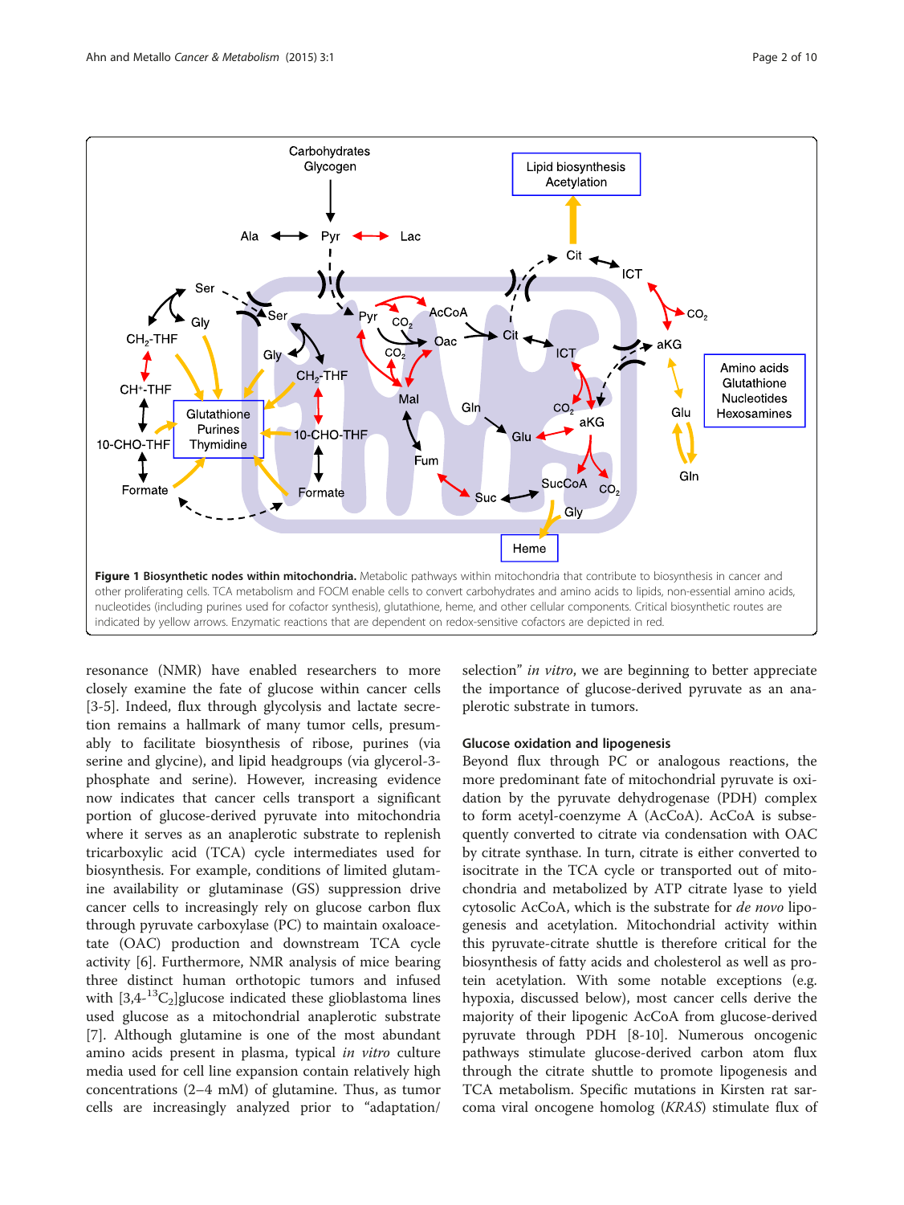**Figure 1 Biosynthetic nodes within mitochondria.** Metabolic pathways within mitochondria that contribute to biosynthesis in cancer and other proliferating cells. TCA metabolism and FOCM enable cells to convert carbohydrates and amino acids to lipids, non-essential amino acids, nucleotides (including purines used for cofactor synthesis), glutathione, heme, and other cellular components. Critical biosynthetic routes are indicated by yellow arrows. Enzymatic reactions that are dependent on redox-sensitive cofactors are depicted in red.

resonance (NMR) have enabled researchers to more closely examine the fate of glucose within cancer cells [3-5]. Indeed, flux through glycolysis and lactate secretion remains a hallmark of many tumor cells, presumably to facilitate biosynthesis of ribose, purines (via serine and glycine), and lipid headgroups (via glycerol-3-phosphate and serine). However, increasing evidence now indicates that cancer cells transport a significant portion of glucose-derived pyruvate into mitochondria where it serves as an anaplerotic substrate to replenish tricarboxylic acid (TCA) cycle intermediates used for biosynthesis. For example, conditions of limited glutamine availability or glutaminase (GS) suppression drive cancer cells to increasingly rely on glucose carbon flux through pyruvate carboxylase (PC) to maintain oxaloacetate (OAC) production and downstream TCA cycle activity [6]. Furthermore, NMR analysis of mice bearing three distinct human orthotopic tumors and infused with [3,4-$^{13}C_2$]glucose indicated these glioblastoma lines used glucose as a mitochondrial anaplerotic substrate [7]. Although glutamine is one of the most abundant amino acids present in plasma, typical *in vitro* culture media used for cell line expansion contain relatively high concentrations (2–4 mM) of glutamine. Thus, as tumor cells are increasingly analyzed prior to "adaptation/selection" *in vitro*, we are beginning to better appreciate the importance of glucose-derived pyruvate as an anaplerotic substrate in tumors.

### Glucose oxidation and lipogenesis

Beyond flux through PC or analogous reactions, the more predominant fate of mitochondrial pyruvate is oxidation by the pyruvate dehydrogenase (PDH) complex to form acetyl-coenzyme A (AcCoA). AcCoA is subsequently converted to citrate via condensation with OAC by citrate synthase. In turn, citrate is either converted to isocitrate in the TCA cycle or transported out of mitochondria and metabolized by ATP citrate lyase to yield cytosolic AcCoA, which is the substrate for *de novo* lipogenesis and acetylation. Mitochondrial activity within this pyruvate-citrate shuttle is therefore critical for the biosynthesis of fatty acids and cholesterol as well as protein acetylation. With some notable exceptions (e.g. hypoxia, discussed below), most cancer cells derive the majority of their lipogenic AcCoA from glucose-derived pyruvate through PDH [8-10]. Numerous oncogenic pathways stimulate glucose-derived carbon atom flux through the citrate shuttle to promote lipogenesis and TCA metabolism. Specific mutations in Kirsten rat sarcoma viral oncogene homolog (*KRAS*) stimulate flux of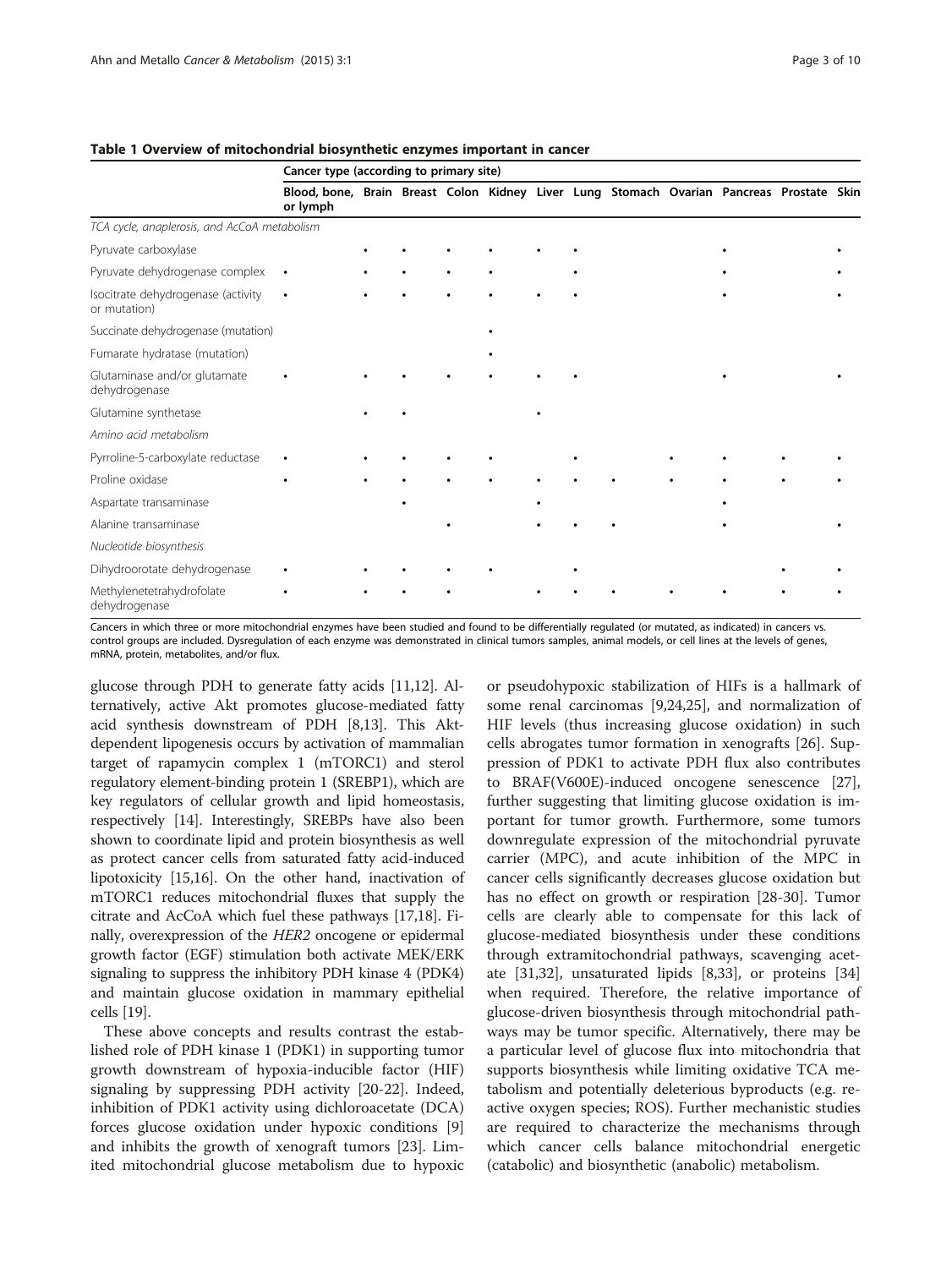**Table 1 Overview of mitochondrial biosynthetic enzymes important in cancer**

| | Cancer type (according to primary site) | | | | | | | | | | | |
|---|---|---|---|---|---|---|---|---|---|---|---|---|
| | Blood, bone, or lymph | Brain | Breast | Colon | Kidney | Liver | Lung | Stomach | Ovarian | Pancreas | Prostate | Skin |
| *TCA cycle, anaplerosis, and AcCoA metabolism* | | | | | | | | | | | | |
| Pyruvate carboxylase | | • | • | • | • | • | • | | | • | | • |
| Pyruvate dehydrogenase complex | • | • | • | • | • | | • | | | • | | • |
| Isocitrate dehydrogenase (activity or mutation) | • | • | • | • | • | • | • | | | • | | • |
| Succinate dehydrogenase (mutation) | | | | | • | | | | | | | |
| Fumarate hydratase (mutation) | | | | | • | | | | | | | |
| Glutaminase and/or glutamate dehydrogenase | • | • | • | • | • | • | • | | | • | | • |
| Glutamine synthetase | | • | • | | | • | | | | | | |
| *Amino acid metabolism* | | | | | | | | | | | | |
| Pyrroline-5-carboxylate reductase | • | • | • | • | • | | • | | • | • | • | • |
| Proline oxidase | • | • | • | • | • | • | • | • | • | • | • | • |
| Aspartate transaminase | | | • | | | • | | | | • | | |
| Alanine transaminase | | | | • | | • | • | • | | • | | • |
| *Nucleotide biosynthesis* | | | | | | | | | | | | |
| Dihydroorotate dehydrogenase | • | • | • | • | • | | • | | | | • | • |
| Methylenetetrahydrofolate dehydrogenase | • | • | • | • | | • | • | • | • | • | • | • |

Cancers in which three or more mitochondrial enzymes have been studied and found to be differentially regulated (or mutated, as indicated) in cancers vs. control groups are included. Dysregulation of each enzyme was demonstrated in clinical tumors samples, animal models, or cell lines at the levels of genes, mRNA, protein, metabolites, and/or flux.

glucose through PDH to generate fatty acids [11,12]. Alternatively, active Akt promotes glucose-mediated fatty acid synthesis downstream of PDH [8,13]. This Akt-dependent lipogenesis occurs by activation of mammalian target of rapamycin complex 1 (mTORC1) and sterol regulatory element-binding protein 1 (SREBP1), which are key regulators of cellular growth and lipid homeostasis, respectively [14]. Interestingly, SREBPs have also been shown to coordinate lipid and protein biosynthesis as well as protect cancer cells from saturated fatty acid-induced lipotoxicity [15,16]. On the other hand, inactivation of mTORC1 reduces mitochondrial fluxes that supply the citrate and AcCoA which fuel these pathways [17,18]. Finally, overexpression of the *HER2* oncogene or epidermal growth factor (EGF) stimulation both activate MEK/ERK signaling to suppress the inhibitory PDH kinase 4 (PDK4) and maintain glucose oxidation in mammary epithelial cells [19].

These above concepts and results contrast the established role of PDH kinase 1 (PDK1) in supporting tumor growth downstream of hypoxia-inducible factor (HIF) signaling by suppressing PDH activity [20-22]. Indeed, inhibition of PDK1 activity using dichloroacetate (DCA) forces glucose oxidation under hypoxic conditions [9] and inhibits the growth of xenograft tumors [23]. Limited mitochondrial glucose metabolism due to hypoxic or pseudohypoxic stabilization of HIFs is a hallmark of some renal carcinomas [9,24,25], and normalization of HIF levels (thus increasing glucose oxidation) in such cells abrogates tumor formation in xenografts [26]. Suppression of PDK1 to activate PDH flux also contributes to BRAF(V600E)-induced oncogene senescence [27], further suggesting that limiting glucose oxidation is important for tumor growth. Furthermore, some tumors downregulate expression of the mitochondrial pyruvate carrier (MPC), and acute inhibition of the MPC in cancer cells significantly decreases glucose oxidation but has no effect on growth or respiration [28-30]. Tumor cells are clearly able to compensate for this lack of glucose-mediated biosynthesis under these conditions through extramitochondrial pathways, scavenging acetate [31,32], unsaturated lipids [8,33], or proteins [34] when required. Therefore, the relative importance of glucose-driven biosynthesis through mitochondrial pathways may be tumor specific. Alternatively, there may be a particular level of glucose flux into mitochondria that supports biosynthesis while limiting oxidative TCA metabolism and potentially deleterious byproducts (e.g. reactive oxygen species; ROS). Further mechanistic studies are required to characterize the mechanisms through which cancer cells balance mitochondrial energetic (catabolic) and biosynthetic (anabolic) metabolism.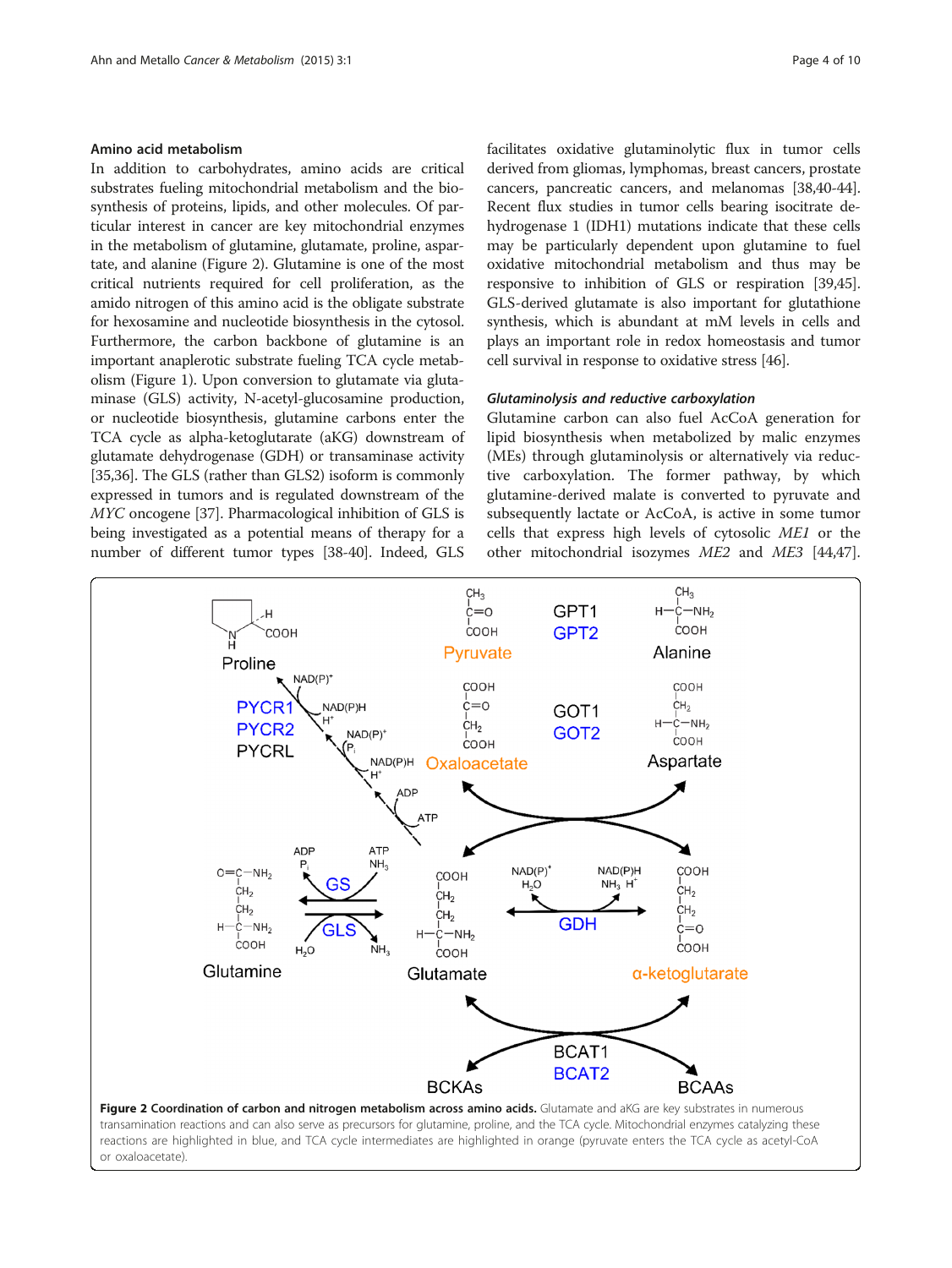## Amino acid metabolism

In addition to carbohydrates, amino acids are critical substrates fueling mitochondrial metabolism and the biosynthesis of proteins, lipids, and other molecules. Of particular interest in cancer are key mitochondrial enzymes in the metabolism of glutamine, glutamate, proline, aspartate, and alanine (Figure 2). Glutamine is one of the most critical nutrients required for cell proliferation, as the amido nitrogen of this amino acid is the obligate substrate for hexosamine and nucleotide biosynthesis in the cytosol. Furthermore, the carbon backbone of glutamine is an important anaplerotic substrate fueling TCA cycle metabolism (Figure 1). Upon conversion to glutamate via glutaminase (GLS) activity, N-acetyl-glucosamine production, or nucleotide biosynthesis, glutamine carbons enter the TCA cycle as alpha-ketoglutarate (aKG) downstream of glutamate dehydrogenase (GDH) or transaminase activity [35,36]. The GLS (rather than GLS2) isoform is commonly expressed in tumors and is regulated downstream of the *MYC* oncogene [37]. Pharmacological inhibition of GLS is being investigated as a potential means of therapy for a number of different tumor types [38-40]. Indeed, GLS facilitates oxidative glutaminolytic flux in tumor cells derived from gliomas, lymphomas, breast cancers, prostate cancers, pancreatic cancers, and melanomas [38,40-44]. Recent flux studies in tumor cells bearing isocitrate dehydrogenase 1 (IDH1) mutations indicate that these cells may be particularly dependent upon glutamine to fuel oxidative mitochondrial metabolism and thus may be responsive to inhibition of GLS or respiration [39,45]. GLS-derived glutamate is also important for glutathione synthesis, which is abundant at mM levels in cells and plays an important role in redox homeostasis and tumor cell survival in response to oxidative stress [46].

### Glutaminolysis and reductive carboxylation

Glutamine carbon can also fuel AcCoA generation for lipid biosynthesis when metabolized by malic enzymes (MEs) through glutaminolysis or alternatively via reductive carboxylation. The former pathway, by which glutamine-derived malate is converted to pyruvate and subsequently lactate or AcCoA, is active in some tumor cells that express high levels of cytosolic *ME1* or the other mitochondrial isozymes *ME2* and *ME3* [44,47].

**Figure 2 Coordination of carbon and nitrogen metabolism across amino acids.** Glutamate and aKG are key substrates in numerous transamination reactions and can also serve as precursors for glutamine, proline, and the TCA cycle. Mitochondrial enzymes catalyzing these reactions are highlighted in blue, and TCA cycle intermediates are highlighted in orange (pyruvate enters the TCA cycle as acetyl-CoA or oxaloacetate).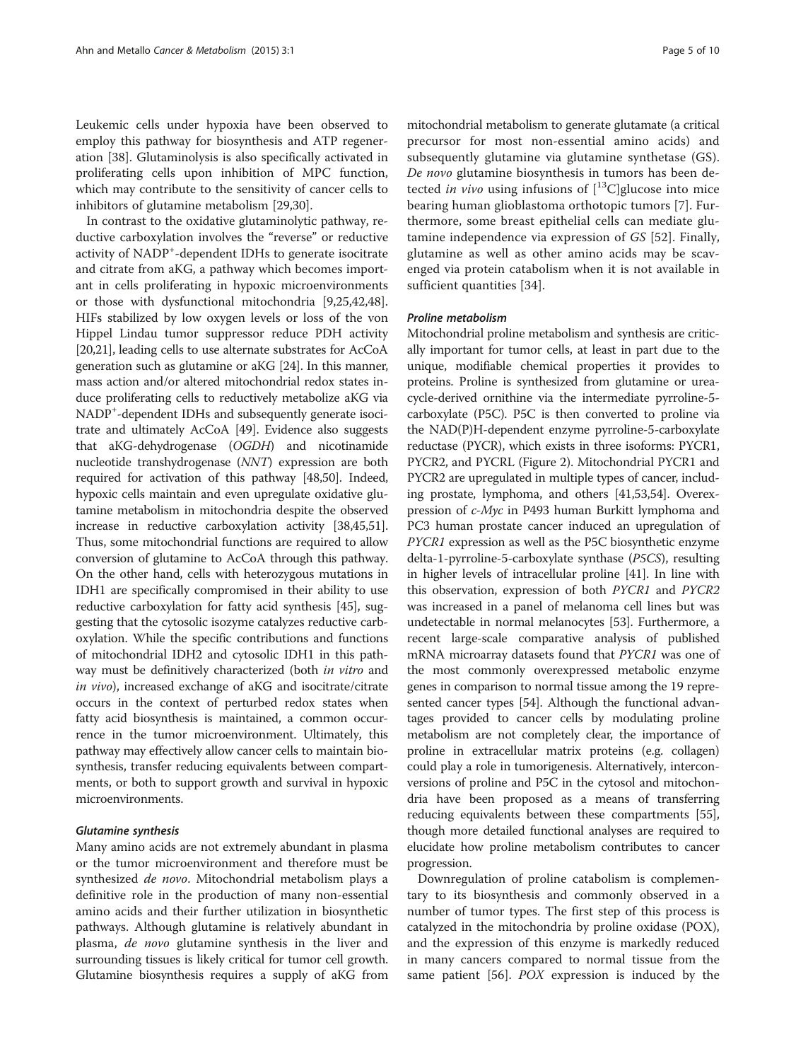Leukemic cells under hypoxia have been observed to employ this pathway for biosynthesis and ATP regeneration [38]. Glutaminolysis is also specifically activated in proliferating cells upon inhibition of MPC function, which may contribute to the sensitivity of cancer cells to inhibitors of glutamine metabolism [29,30].

In contrast to the oxidative glutaminolytic pathway, reductive carboxylation involves the "reverse" or reductive activity of $NADP^+$-dependent IDHs to generate isocitrate and citrate from aKG, a pathway which becomes important in cells proliferating in hypoxic microenvironments or those with dysfunctional mitochondria [9,25,42,48]. HIFs stabilized by low oxygen levels or loss of the von Hippel Lindau tumor suppressor reduce PDH activity [20,21], leading cells to use alternate substrates for AcCoA generation such as glutamine or aKG [24]. In this manner, mass action and/or altered mitochondrial redox states induce proliferating cells to reductively metabolize aKG via $NADP^+$-dependent IDHs and subsequently generate isocitrate and ultimately AcCoA [49]. Evidence also suggests that aKG-dehydrogenase (*OGDH*) and nicotinamide nucleotide transhydrogenase (*NNT*) expression are both required for activation of this pathway [48,50]. Indeed, hypoxic cells maintain and even upregulate oxidative glutamine metabolism in mitochondria despite the observed increase in reductive carboxylation activity [38,45,51]. Thus, some mitochondrial functions are required to allow conversion of glutamine to AcCoA through this pathway. On the other hand, cells with heterozygous mutations in IDH1 are specifically compromised in their ability to use reductive carboxylation for fatty acid synthesis [45], suggesting that the cytosolic isozyme catalyzes reductive carboxylation. While the specific contributions and functions of mitochondrial IDH2 and cytosolic IDH1 in this pathway must be definitively characterized (both *in vitro* and *in vivo*), increased exchange of aKG and isocitrate/citrate occurs in the context of perturbed redox states when fatty acid biosynthesis is maintained, a common occurrence in the tumor microenvironment. Ultimately, this pathway may effectively allow cancer cells to maintain biosynthesis, transfer reducing equivalents between compartments, or both to support growth and survival in hypoxic microenvironments.

#### Glutamine synthesis

Many amino acids are not extremely abundant in plasma or the tumor microenvironment and therefore must be synthesized *de novo*. Mitochondrial metabolism plays a definitive role in the production of many non-essential amino acids and their further utilization in biosynthetic pathways. Although glutamine is relatively abundant in plasma, *de novo* glutamine synthesis in the liver and surrounding tissues is likely critical for tumor cell growth. Glutamine biosynthesis requires a supply of aKG from mitochondrial metabolism to generate glutamate (a critical precursor for most non-essential amino acids) and subsequently glutamine via glutamine synthetase (GS). *De novo* glutamine biosynthesis in tumors has been detected *in vivo* using infusions of [$^{13}C$]glucose into mice bearing human glioblastoma orthotopic tumors [7]. Furthermore, some breast epithelial cells can mediate glutamine independence via expression of *GS* [52]. Finally, glutamine as well as other amino acids may be scavenged via protein catabolism when it is not available in sufficient quantities [34].

#### Proline metabolism

Mitochondrial proline metabolism and synthesis are critically important for tumor cells, at least in part due to the unique, modifiable chemical properties it provides to proteins. Proline is synthesized from glutamine or urea-cycle-derived ornithine via the intermediate pyrroline-5-carboxylate (P5C). P5C is then converted to proline via the NAD(P)H-dependent enzyme pyrroline-5-carboxylate reductase (PYCR), which exists in three isoforms: PYCR1, PYCR2, and PYCRL (Figure 2). Mitochondrial PYCR1 and PYCR2 are upregulated in multiple types of cancer, including prostate, lymphoma, and others [41,53,54]. Overexpression of *c-Myc* in P493 human Burkitt lymphoma and PC3 human prostate cancer induced an upregulation of *PYCR1* expression as well as the P5C biosynthetic enzyme delta-1-pyrroline-5-carboxylate synthase (*P5CS*), resulting in higher levels of intracellular proline [41]. In line with this observation, expression of both *PYCR1* and *PYCR2* was increased in a panel of melanoma cell lines but was undetectable in normal melanocytes [53]. Furthermore, a recent large-scale comparative analysis of published mRNA microarray datasets found that *PYCR1* was one of the most commonly overexpressed metabolic enzyme genes in comparison to normal tissue among the 19 represented cancer types [54]. Although the functional advantages provided to cancer cells by modulating proline metabolism are not completely clear, the importance of proline in extracellular matrix proteins (e.g. collagen) could play a role in tumorigenesis. Alternatively, interconversions of proline and P5C in the cytosol and mitochondria have been proposed as a means of transferring reducing equivalents between these compartments [55], though more detailed functional analyses are required to elucidate how proline metabolism contributes to cancer progression.

Downregulation of proline catabolism is complementary to its biosynthesis and commonly observed in a number of tumor types. The first step of this process is catalyzed in the mitochondria by proline oxidase (POX), and the expression of this enzyme is markedly reduced in many cancers compared to normal tissue from the same patient [56]. *POX* expression is induced by the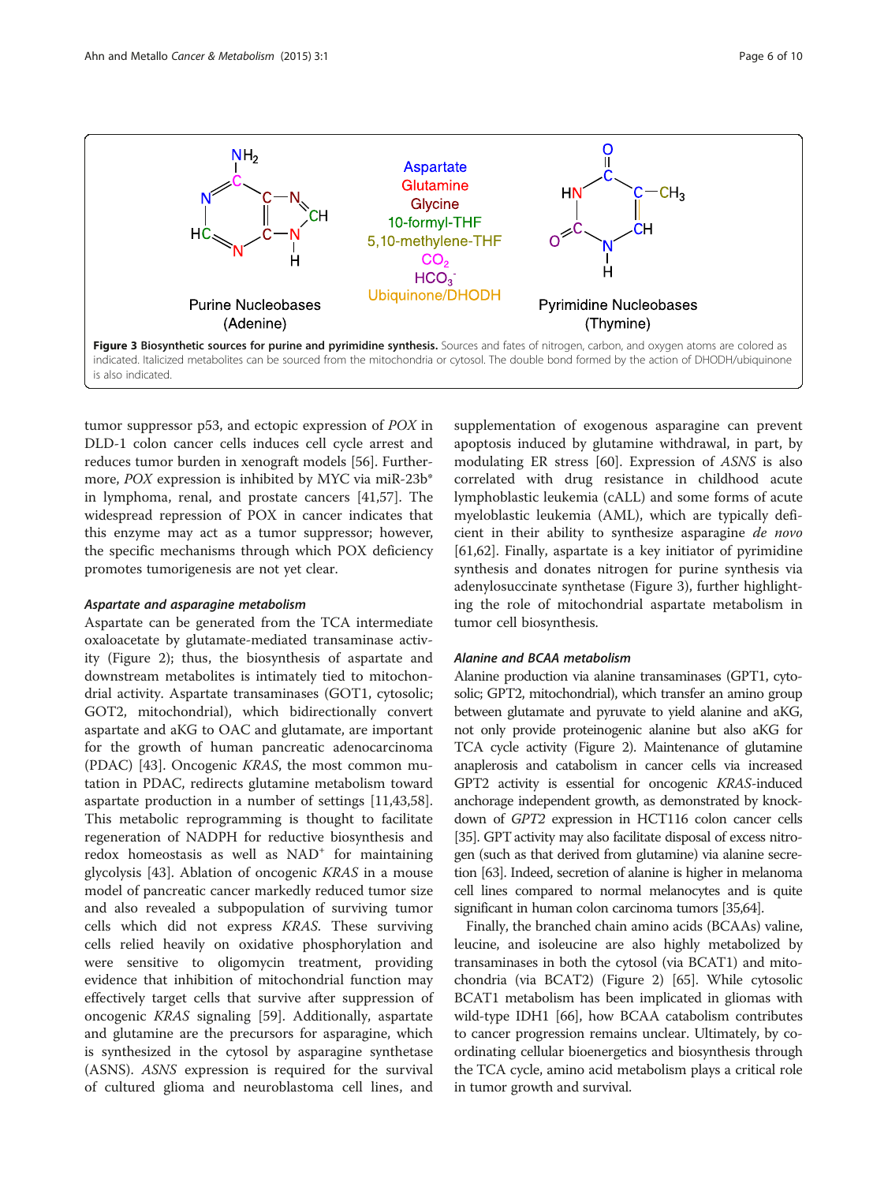**Figure 3 Biosynthetic sources for purine and pyrimidine synthesis.** Sources and fates of nitrogen, carbon, and oxygen atoms are colored as indicated. Italicized metabolites can be sourced from the mitochondria or cytosol. The double bond formed by the action of DHODH/ubiquinone is also indicated.

tumor suppressor p53, and ectopic expression of *POX* in DLD-1 colon cancer cells induces cell cycle arrest and reduces tumor burden in xenograft models [56]. Furthermore, *POX* expression is inhibited by MYC via miR-23b* in lymphoma, renal, and prostate cancers [41,57]. The widespread repression of POX in cancer indicates that this enzyme may act as a tumor suppressor; however, the specific mechanisms through which POX deficiency promotes tumorigenesis are not yet clear.

### *Aspartate and asparagine metabolism*

Aspartate can be generated from the TCA intermediate oxaloacetate by glutamate-mediated transaminase activity (Figure 2); thus, the biosynthesis of aspartate and downstream metabolites is intimately tied to mitochondrial activity. Aspartate transaminases (GOT1, cytosolic; GOT2, mitochondrial), which bidirectionally convert aspartate and aKG to OAC and glutamate, are important for the growth of human pancreatic adenocarcinoma (PDAC) [43]. Oncogenic *KRAS*, the most common mutation in PDAC, redirects glutamine metabolism toward aspartate production in a number of settings [11,43,58]. This metabolic reprogramming is thought to facilitate regeneration of NADPH for reductive biosynthesis and redox homeostasis as well as $NAD^+$ for maintaining glycolysis [43]. Ablation of oncogenic *KRAS* in a mouse model of pancreatic cancer markedly reduced tumor size and also revealed a subpopulation of surviving tumor cells which did not express *KRAS*. These surviving cells relied heavily on oxidative phosphorylation and were sensitive to oligomycin treatment, providing evidence that inhibition of mitochondrial function may effectively target cells that survive after suppression of oncogenic *KRAS* signaling [59]. Additionally, aspartate and glutamine are the precursors for asparagine, which is synthesized in the cytosol by asparagine synthetase (ASNS). *ASNS* expression is required for the survival of cultured glioma and neuroblastoma cell lines, and supplementation of exogenous asparagine can prevent apoptosis induced by glutamine withdrawal, in part, by modulating ER stress [60]. Expression of *ASNS* is also correlated with drug resistance in childhood acute lymphoblastic leukemia (cALL) and some forms of acute myeloblastic leukemia (AML), which are typically deficient in their ability to synthesize asparagine *de novo* [61,62]. Finally, aspartate is a key initiator of pyrimidine synthesis and donates nitrogen for purine synthesis via adenylosuccinate synthetase (Figure 3), further highlighting the role of mitochondrial aspartate metabolism in tumor cell biosynthesis.

### *Alanine and BCAA metabolism*

Alanine production via alanine transaminases (GPT1, cytosolic; GPT2, mitochondrial), which transfer an amino group between glutamate and pyruvate to yield alanine and aKG, not only provide proteinogenic alanine but also aKG for TCA cycle activity (Figure 2). Maintenance of glutamine anaplerosis and catabolism in cancer cells via increased GPT2 activity is essential for oncogenic *KRAS*-induced anchorage independent growth, as demonstrated by knockdown of *GPT2* expression in HCT116 colon cancer cells [35]. GPT activity may also facilitate disposal of excess nitrogen (such as that derived from glutamine) via alanine secretion [63]. Indeed, secretion of alanine is higher in melanoma cell lines compared to normal melanocytes and is quite significant in human colon carcinoma tumors [35,64].

Finally, the branched chain amino acids (BCAAs) valine, leucine, and isoleucine are also highly metabolized by transaminases in both the cytosol (via BCAT1) and mitochondria (via BCAT2) (Figure 2) [65]. While cytosolic BCAT1 metabolism has been implicated in gliomas with wild-type IDH1 [66], how BCAA catabolism contributes to cancer progression remains unclear. Ultimately, by coordinating cellular bioenergetics and biosynthesis through the TCA cycle, amino acid metabolism plays a critical role in tumor growth and survival.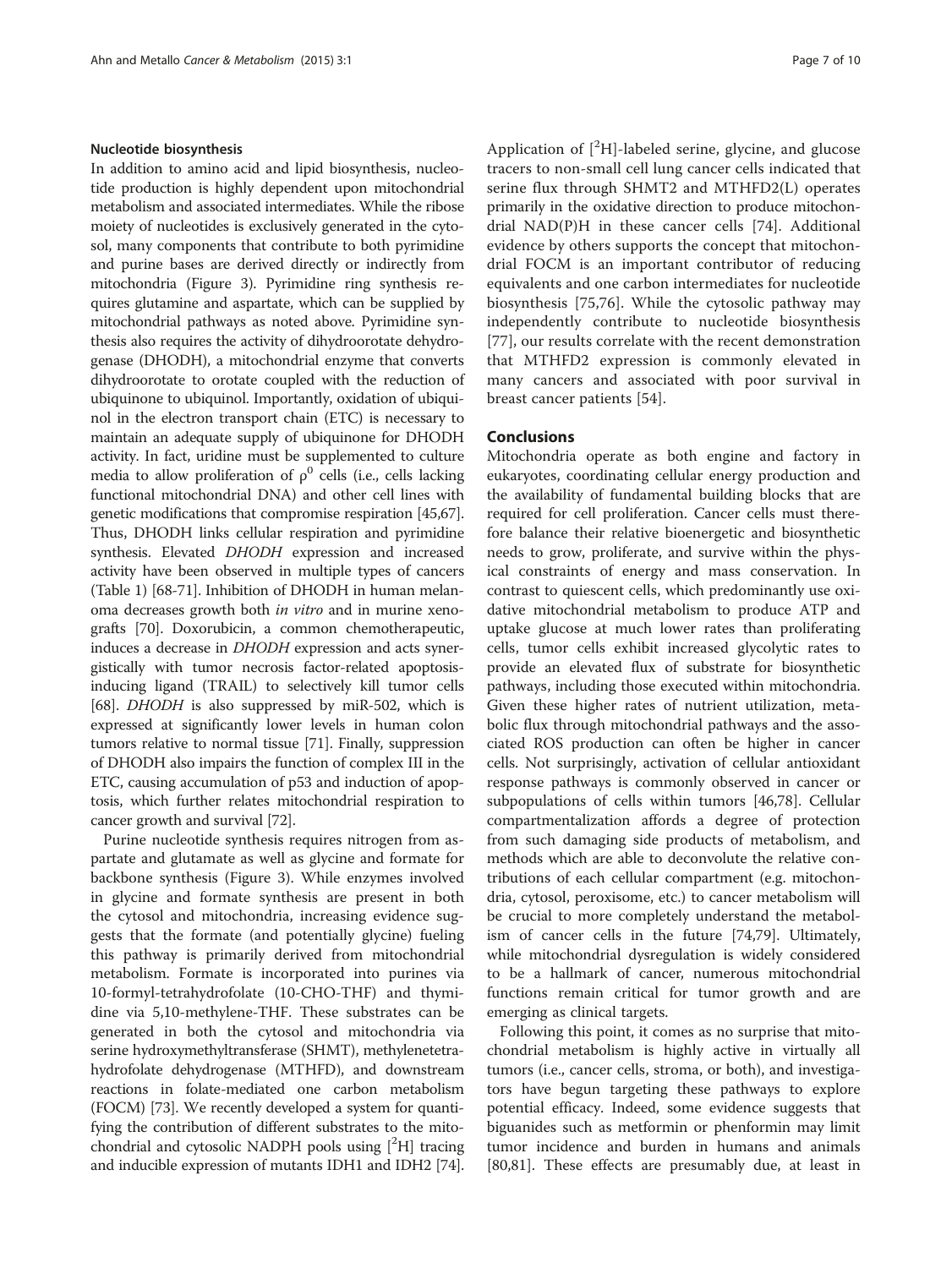### Nucleotide biosynthesis

In addition to amino acid and lipid biosynthesis, nucleotide production is highly dependent upon mitochondrial metabolism and associated intermediates. While the ribose moiety of nucleotides is exclusively generated in the cytosol, many components that contribute to both pyrimidine and purine bases are derived directly or indirectly from mitochondria (Figure 3). Pyrimidine ring synthesis requires glutamine and aspartate, which can be supplied by mitochondrial pathways as noted above. Pyrimidine synthesis also requires the activity of dihydroorotate dehydrogenase (DHODH), a mitochondrial enzyme that converts dihydroorotate to orotate coupled with the reduction of ubiquinone to ubiquinol. Importantly, oxidation of ubiquinol in the electron transport chain (ETC) is necessary to maintain an adequate supply of ubiquinone for DHODH activity. In fact, uridine must be supplemented to culture media to allow proliferation of $\rho^0$ cells (i.e., cells lacking functional mitochondrial DNA) and other cell lines with genetic modifications that compromise respiration [45,67]. Thus, DHODH links cellular respiration and pyrimidine synthesis. Elevated *DHODH* expression and increased activity have been observed in multiple types of cancers (Table 1) [68-71]. Inhibition of DHODH in human melanoma decreases growth both *in vitro* and in murine xenografts [70]. Doxorubicin, a common chemotherapeutic, induces a decrease in *DHODH* expression and acts synergistically with tumor necrosis factor-related apoptosis-inducing ligand (TRAIL) to selectively kill tumor cells [68]. *DHODH* is also suppressed by miR-502, which is expressed at significantly lower levels in human colon tumors relative to normal tissue [71]. Finally, suppression of DHODH also impairs the function of complex III in the ETC, causing accumulation of p53 and induction of apoptosis, which further relates mitochondrial respiration to cancer growth and survival [72].

Purine nucleotide synthesis requires nitrogen from aspartate and glutamate as well as glycine and formate for backbone synthesis (Figure 3). While enzymes involved in glycine and formate synthesis are present in both the cytosol and mitochondria, increasing evidence suggests that the formate (and potentially glycine) fueling this pathway is primarily derived from mitochondrial metabolism. Formate is incorporated into purines via 10-formyl-tetrahydrofolate (10-CHO-THF) and thymidine via 5,10-methylene-THF. These substrates can be generated in both the cytosol and mitochondria via serine hydroxymethyltransferase (SHMT), methylenetetrahydrofolate dehydrogenase (MTHFD), and downstream reactions in folate-mediated one carbon metabolism (FOCM) [73]. We recently developed a system for quantifying the contribution of different substrates to the mitochondrial and cytosolic NADPH pools using [$^2$H] tracing and inducible expression of mutants IDH1 and IDH2 [74]. Application of [$^2$H]-labeled serine, glycine, and glucose tracers to non-small cell lung cancer cells indicated that serine flux through SHMT2 and MTHFD2(L) operates primarily in the oxidative direction to produce mitochondrial NAD(P)H in these cancer cells [74]. Additional evidence by others supports the concept that mitochondrial FOCM is an important contributor of reducing equivalents and one carbon intermediates for nucleotide biosynthesis [75,76]. While the cytosolic pathway may independently contribute to nucleotide biosynthesis [77], our results correlate with the recent demonstration that MTHFD2 expression is commonly elevated in many cancers and associated with poor survival in breast cancer patients [54].

## Conclusions

Mitochondria operate as both engine and factory in eukaryotes, coordinating cellular energy production and the availability of fundamental building blocks that are required for cell proliferation. Cancer cells must therefore balance their relative bioenergetic and biosynthetic needs to grow, proliferate, and survive within the physical constraints of energy and mass conservation. In contrast to quiescent cells, which predominantly use oxidative mitochondrial metabolism to produce ATP and uptake glucose at much lower rates than proliferating cells, tumor cells exhibit increased glycolytic rates to provide an elevated flux of substrate for biosynthetic pathways, including those executed within mitochondria. Given these higher rates of nutrient utilization, metabolic flux through mitochondrial pathways and the associated ROS production can often be higher in cancer cells. Not surprisingly, activation of cellular antioxidant response pathways is commonly observed in cancer or subpopulations of cells within tumors [46,78]. Cellular compartmentalization affords a degree of protection from such damaging side products of metabolism, and methods which are able to deconvolute the relative contributions of each cellular compartment (e.g. mitochondria, cytosol, peroxisome, etc.) to cancer metabolism will be crucial to more completely understand the metabolism of cancer cells in the future [74,79]. Ultimately, while mitochondrial dysregulation is widely considered to be a hallmark of cancer, numerous mitochondrial functions remain critical for tumor growth and are emerging as clinical targets.

Following this point, it comes as no surprise that mitochondrial metabolism is highly active in virtually all tumors (i.e., cancer cells, stroma, or both), and investigators have begun targeting these pathways to explore potential efficacy. Indeed, some evidence suggests that biguanides such as metformin or phenformin may limit tumor incidence and burden in humans and animals [80,81]. These effects are presumably due, at least in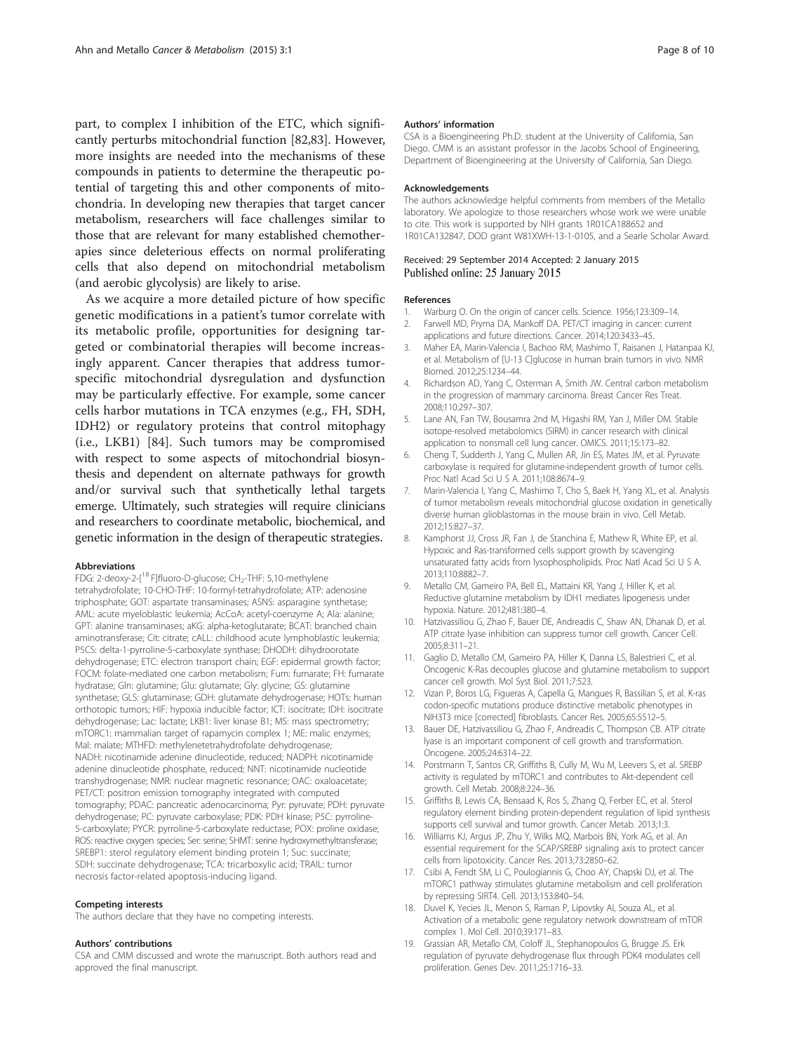part, to complex I inhibition of the ETC, which significantly perturbs mitochondrial function [82,83]. However, more insights are needed into the mechanisms of these compounds in patients to determine the therapeutic potential of targeting this and other components of mitochondria. In developing new therapies that target cancer metabolism, researchers will face challenges similar to those that are relevant for many established chemotherapies since deleterious effects on normal proliferating cells that also depend on mitochondrial metabolism (and aerobic glycolysis) are likely to arise.

As we acquire a more detailed picture of how specific genetic modifications in a patient's tumor correlate with its metabolic profile, opportunities for designing targeted or combinatorial therapies will become increasingly apparent. Cancer therapies that address tumor-specific mitochondrial dysregulation and dysfunction may be particularly effective. For example, some cancer cells harbor mutations in TCA enzymes (e.g., FH, SDH, IDH2) or regulatory proteins that control mitophagy (i.e., LKB1) [84]. Such tumors may be compromised with respect to some aspects of mitochondrial biosynthesis and dependent on alternate pathways for growth and/or survival such that synthetically lethal targets emerge. Ultimately, such strategies will require clinicians and researchers to coordinate metabolic, biochemical, and genetic information in the design of therapeutic strategies.

#### Abbreviations

FDG: 2-deoxy-2-[$^{18}$F]fluoro-D-glucose; $CH_2$-THF: 5,10-methylene tetrahydrofolate; 10-CHO-THF: 10-formyl-tetrahydrofolate; ATP: adenosine triphosphate; GOT: aspartate transaminases; ASNS: asparagine synthetase; AML: acute myeloblastic leukemia; AcCoA: acetyl-coenzyme A; Ala: alanine; GPT: alanine transaminases; aKG: alpha-ketoglutarate; BCAT: branched chain aminotransferase; Cit: citrate; cALL: childhood acute lymphoblastic leukemia; P5CS: delta-1-pyrroline-5-carboxylate synthase; DHODH: dihydroorotate dehydrogenase; ETC: electron transport chain; EGF: epidermal growth factor; FOCM: folate-mediated one carbon metabolism; Fum: fumarate; FH: fumarate hydratase; Gln: glutamine; Glu: glutamate; Gly: glycine; GS: glutamine synthetase; GLS: glutaminase; GDH: glutamate dehydrogenase; HOTs: human orthotopic tumors; HIF: hypoxia inducible factor; ICT: isocitrate; IDH: isocitrate dehydrogenase; Lac: lactate; LKB1: liver kinase B1; MS: mass spectrometry; mTORC1: mammalian target of rapamycin complex 1; ME: malic enzymes; Mal: malate; MTHFD: methylenetetrahydrofolate dehydrogenase; NADH: nicotinamide adenine dinucleotide, reduced; NADPH: nicotinamide adenine dinucleotide phosphate, reduced; NNT: nicotinamide nucleotide transhydrogenase; NMR: nuclear magnetic resonance; OAC: oxaloacetate; PET/CT: positron emission tomography integrated with computed tomography; PDAC: pancreatic adenocarcinoma; Pyr: pyruvate; PDH: pyruvate dehydrogenase; PC: pyruvate carboxylase; PDK: PDH kinase; P5C: pyrroline-5-carboxylate; PYCR: pyrroline-5-carboxylate reductase; POX: proline oxidase; ROS: reactive oxygen species; Ser: serine; SHMT: serine hydroxymethyltransferase; SREBP1: sterol regulatory element binding protein 1; Suc: succinate; SDH: succinate dehydrogenase; TCA: tricarboxylic acid; TRAIL: tumor necrosis factor-related apoptosis-inducing ligand.

#### Competing interests

The authors declare that they have no competing interests.

#### Authors' contributions

CSA and CMM discussed and wrote the manuscript. Both authors read and approved the final manuscript.

#### Authors' information

CSA is a Bioengineering Ph.D. student at the University of California, San Diego. CMM is an assistant professor in the Jacobs School of Engineering, Department of Bioengineering at the University of California, San Diego.

#### Acknowledgements

The authors acknowledge helpful comments from members of the Metallo laboratory. We apologize to those researchers whose work we were unable to cite. This work is supported by NIH grants 1R01CA188652 and 1R01CA132847, DOD grant W81XWH-13-1-0105, and a Searle Scholar Award.

Received: 29 September 2014 Accepted: 2 January 2015
Published online: 25 January 2015

#### References

1. Warburg O. On the origin of cancer cells. Science. 1956;123:309–14.
2. Farwell MD, Pryma DA, Mankoff DA. PET/CT imaging in cancer: current applications and future directions. Cancer. 2014;120:3433–45.
3. Maher EA, Marin-Valencia I, Bachoo RM, Mashimo T, Raisanen J, Hatanpaa KJ, et al. Metabolism of [U-13 C]glucose in human brain tumors in vivo. NMR Biomed. 2012;25:1234–44.
4. Richardson AD, Yang C, Osterman A, Smith JW. Central carbon metabolism in the progression of mammary carcinoma. Breast Cancer Res Treat. 2008;110:297–307.
5. Lane AN, Fan TW, Bousamra 2nd M, Higashi RM, Yan J, Miller DM. Stable isotope-resolved metabolomics (SIRM) in cancer research with clinical application to nonsmall cell lung cancer. OMICS. 2011;15:173–82.
6. Cheng T, Sudderth J, Yang C, Mullen AR, Jin ES, Mates JM, et al. Pyruvate carboxylase is required for glutamine-independent growth of tumor cells. Proc Natl Acad Sci U S A. 2011;108:8674–9.
7. Marin-Valencia I, Yang C, Mashimo T, Cho S, Baek H, Yang XL, et al. Analysis of tumor metabolism reveals mitochondrial glucose oxidation in genetically diverse human glioblastomas in the mouse brain in vivo. Cell Metab. 2012;15:827–37.
8. Kamphorst JJ, Cross JR, Fan J, de Stanchina E, Mathew R, White EP, et al. Hypoxic and Ras-transformed cells support growth by scavenging unsaturated fatty acids from lysophospholipids. Proc Natl Acad Sci U S A. 2013;110:8882–7.
9. Metallo CM, Gameiro PA, Bell EL, Mattaini KR, Yang J, Hiller K, et al. Reductive glutamine metabolism by IDH1 mediates lipogenesis under hypoxia. Nature. 2012;481:380–4.
10. Hatzivassiliou G, Zhao F, Bauer DE, Andreadis C, Shaw AN, Dhanak D, et al. ATP citrate lyase inhibition can suppress tumor cell growth. Cancer Cell. 2005;8:311–21.
11. Gaglio D, Metallo CM, Gameiro PA, Hiller K, Danna LS, Balestrieri C, et al. Oncogenic K-Ras decouples glucose and glutamine metabolism to support cancer cell growth. Mol Syst Biol. 2011;7:523.
12. Vizan P, Boros LG, Figueras A, Capella G, Mangues R, Bassilian S, et al. K-ras codon-specific mutations produce distinctive metabolic phenotypes in NIH3T3 mice [corrected] fibroblasts. Cancer Res. 2005;65:5512–5.
13. Bauer DE, Hatzivassiliou G, Zhao F, Andreadis C, Thompson CB. ATP citrate lyase is an important component of cell growth and transformation. Oncogene. 2005;24:6314–22.
14. Porstmann T, Santos CR, Griffiths B, Cully M, Wu M, Leevers S, et al. SREBP activity is regulated by mTORC1 and contributes to Akt-dependent cell growth. Cell Metab. 2008;8:224–36.
15. Griffiths B, Lewis CA, Bensaad K, Ros S, Zhang Q, Ferber EC, et al. Sterol regulatory element binding protein-dependent regulation of lipid synthesis supports cell survival and tumor growth. Cancer Metab. 2013;1:3.
16. Williams KJ, Argus JP, Zhu Y, Wilks MQ, Marbois BN, York AG, et al. An essential requirement for the SCAP/SREBP signaling axis to protect cancer cells from lipotoxicity. Cancer Res. 2013;73:2850–62.
17. Csibi A, Fendt SM, Li C, Poulogiannis G, Choo AY, Chapski DJ, et al. The mTORC1 pathway stimulates glutamine metabolism and cell proliferation by repressing SIRT4. Cell. 2013;153:840–54.
18. Duvel K, Yecies JL, Menon S, Raman P, Lipovsky AI, Souza AL, et al. Activation of a metabolic gene regulatory network downstream of mTOR complex 1. Mol Cell. 2010;39:171–83.
19. Grassian AR, Metallo CM, Coloff JL, Stephanopoulos G, Brugge JS. Erk regulation of pyruvate dehydrogenase flux through PDK4 modulates cell proliferation. Genes Dev. 2011;25:1716–33.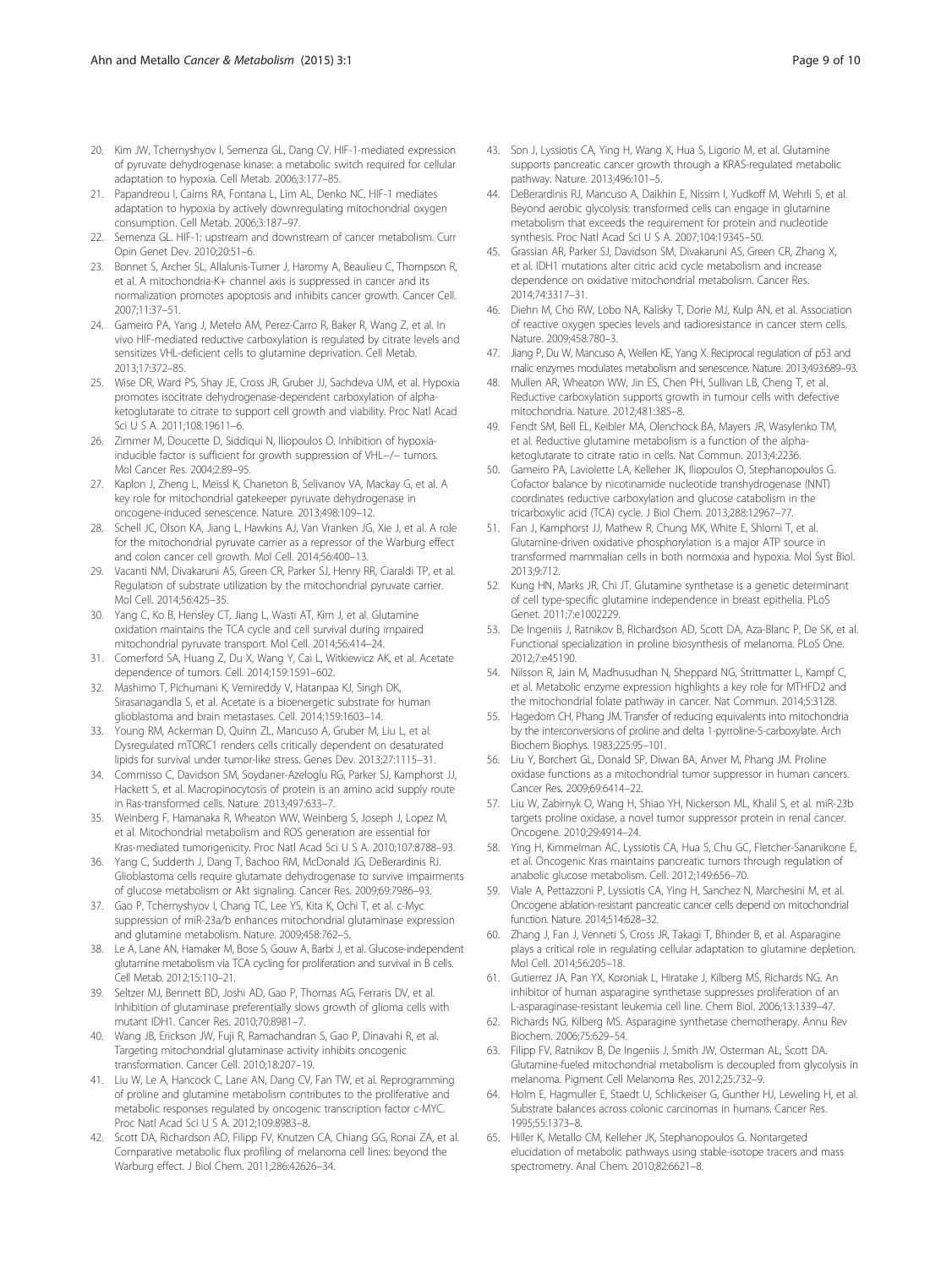20. Kim JW, Tchernyshyov I, Semenza GL, Dang CV. HIF-1-mediated expression of pyruvate dehydrogenase kinase: a metabolic switch required for cellular adaptation to hypoxia. Cell Metab. 2006;3:177–85.
21. Papandreou I, Cairns RA, Fontana L, Lim AL, Denko NC. HIF-1 mediates adaptation to hypoxia by actively downregulating mitochondrial oxygen consumption. Cell Metab. 2006;3:187–97.
22. Semenza GL. HIF-1: upstream and downstream of cancer metabolism. Curr Opin Genet Dev. 2010;20:51–6.
23. Bonnet S, Archer SL, Allalunis-Turner J, Haromy A, Beaulieu C, Thompson R, et al. A mitochondria-K+ channel axis is suppressed in cancer and its normalization promotes apoptosis and inhibits cancer growth. Cancer Cell. 2007;11:37–51.
24. Gameiro PA, Yang J, Metelo AM, Perez-Carro R, Baker R, Wang Z, et al. In vivo HIF-mediated reductive carboxylation is regulated by citrate levels and sensitizes VHL-deficient cells to glutamine deprivation. Cell Metab. 2013;17:372–85.
25. Wise DR, Ward PS, Shay JE, Cross JR, Gruber JJ, Sachdeva UM, et al. Hypoxia promotes isocitrate dehydrogenase-dependent carboxylation of alpha-ketoglutarate to citrate to support cell growth and viability. Proc Natl Acad Sci U S A. 2011;108:19611–6.
26. Zimmer M, Doucette D, Siddiqui N, Iliopoulos O. Inhibition of hypoxia-inducible factor is sufficient for growth suppression of VHL−/− tumors. Mol Cancer Res. 2004;2:89–95.
27. Kaplon J, Zheng L, Meissl K, Chaneton B, Selivanov VA, Mackay G, et al. A key role for mitochondrial gatekeeper pyruvate dehydrogenase in oncogene-induced senescence. Nature. 2013;498:109–12.
28. Schell JC, Olson KA, Jiang L, Hawkins AJ, Van Vranken JG, Xie J, et al. A role for the mitochondrial pyruvate carrier as a repressor of the Warburg effect and colon cancer cell growth. Mol Cell. 2014;56:400–13.
29. Vacanti NM, Divakaruni AS, Green CR, Parker SJ, Henry RR, Ciaraldi TP, et al. Regulation of substrate utilization by the mitochondrial pyruvate carrier. Mol Cell. 2014;56:425–35.
30. Yang C, Ko B, Hensley CT, Jiang L, Wasti AT, Kim J, et al. Glutamine oxidation maintains the TCA cycle and cell survival during impaired mitochondrial pyruvate transport. Mol Cell. 2014;56:414–24.
31. Comerford SA, Huang Z, Du X, Wang Y, Cai L, Witkiewicz AK, et al. Acetate dependence of tumors. Cell. 2014;159:1591–602.
32. Mashimo T, Pichumani K, Vemireddy V, Hatanpaa KJ, Singh DK, Sirasanagandla S, et al. Acetate is a bioenergetic substrate for human glioblastoma and brain metastases. Cell. 2014;159:1603–14.
33. Young RM, Ackerman D, Quinn ZL, Mancuso A, Gruber M, Liu L, et al. Dysregulated mTORC1 renders cells critically dependent on desaturated lipids for survival under tumor-like stress. Genes Dev. 2013;27:1115–31.
34. Commisso C, Davidson SM, Soydaner-Azeloglu RG, Parker SJ, Kamphorst JJ, Hackett S, et al. Macropinocytosis of protein is an amino acid supply route in Ras-transformed cells. Nature. 2013;497:633–7.
35. Weinberg F, Hamanaka R, Wheaton WW, Weinberg S, Joseph J, Lopez M, et al. Mitochondrial metabolism and ROS generation are essential for Kras-mediated tumorigenicity. Proc Natl Acad Sci U S A. 2010;107:8788–93.
36. Yang C, Sudderth J, Dang T, Bachoo RM, McDonald JG, DeBerardinis RJ. Glioblastoma cells require glutamate dehydrogenase to survive impairments of glucose metabolism or Akt signaling. Cancer Res. 2009;69:7986–93.
37. Gao P, Tchernyshyov I, Chang TC, Lee YS, Kita K, Ochi T, et al. c-Myc suppression of miR-23a/b enhances mitochondrial glutaminase expression and glutamine metabolism. Nature. 2009;458:762–5.
38. Le A, Lane AN, Hamaker M, Bose S, Gouw A, Barbi J, et al. Glucose-independent glutamine metabolism via TCA cycling for proliferation and survival in B cells. Cell Metab. 2012;15:110–21.
39. Seltzer MJ, Bennett BD, Joshi AD, Gao P, Thomas AG, Ferraris DV, et al. Inhibition of glutaminase preferentially slows growth of glioma cells with mutant IDH1. Cancer Res. 2010;70:8981–7.
40. Wang JB, Erickson JW, Fuji R, Ramachandran S, Gao P, Dinavahi R, et al. Targeting mitochondrial glutaminase activity inhibits oncogenic transformation. Cancer Cell. 2010;18:207–19.
41. Liu W, Le A, Hancock C, Lane AN, Dang CV, Fan TW, et al. Reprogramming of proline and glutamine metabolism contributes to the proliferative and metabolic responses regulated by oncogenic transcription factor c-MYC. Proc Natl Acad Sci U S A. 2012;109:8983–8.
42. Scott DA, Richardson AD, Filipp FV, Knutzen CA, Chiang GG, Ronai ZA, et al. Comparative metabolic flux profiling of melanoma cell lines: beyond the Warburg effect. J Biol Chem. 2011;286:42626–34.
43. Son J, Lyssiotis CA, Ying H, Wang X, Hua S, Ligorio M, et al. Glutamine supports pancreatic cancer growth through a KRAS-regulated metabolic pathway. Nature. 2013;496:101–5.
44. DeBerardinis RJ, Mancuso A, Daikhin E, Nissim I, Yudkoff M, Wehrli S, et al. Beyond aerobic glycolysis: transformed cells can engage in glutamine metabolism that exceeds the requirement for protein and nucleotide synthesis. Proc Natl Acad Sci U S A. 2007;104:19345–50.
45. Grassian AR, Parker SJ, Davidson SM, Divakaruni AS, Green CR, Zhang X, et al. IDH1 mutations alter citric acid cycle metabolism and increase dependence on oxidative mitochondrial metabolism. Cancer Res. 2014;74:3317–31.
46. Diehn M, Cho RW, Lobo NA, Kalisky T, Dorie MJ, Kulp AN, et al. Association of reactive oxygen species levels and radioresistance in cancer stem cells. Nature. 2009;458:780–3.
47. Jiang P, Du W, Mancuso A, Wellen KE, Yang X. Reciprocal regulation of p53 and malic enzymes modulates metabolism and senescence. Nature. 2013;493:689–93.
48. Mullen AR, Wheaton WW, Jin ES, Chen PH, Sullivan LB, Cheng T, et al. Reductive carboxylation supports growth in tumour cells with defective mitochondria. Nature. 2012;481:385–8.
49. Fendt SM, Bell EL, Keibler MA, Olenchock BA, Mayers JR, Wasylenko TM, et al. Reductive glutamine metabolism is a function of the alpha-ketoglutarate to citrate ratio in cells. Nat Commun. 2013;4:2236.
50. Gameiro PA, Laviolette LA, Kelleher JK, Iliopoulos O, Stephanopoulos G. Cofactor balance by nicotinamide nucleotide transhydrogenase (NNT) coordinates reductive carboxylation and glucose catabolism in the tricarboxylic acid (TCA) cycle. J Biol Chem. 2013;288:12967–77.
51. Fan J, Kamphorst JJ, Mathew R, Chung MK, White E, Shlomi T, et al. Glutamine-driven oxidative phosphorylation is a major ATP source in transformed mammalian cells in both normoxia and hypoxia. Mol Syst Biol. 2013;9:712.
52. Kung HN, Marks JR, Chi JT. Glutamine synthetase is a genetic determinant of cell type-specific glutamine independence in breast epithelia. PLoS Genet. 2011;7:e1002229.
53. De Ingeniis J, Ratnikov B, Richardson AD, Scott DA, Aza-Blanc P, De SK, et al. Functional specialization in proline biosynthesis of melanoma. PLoS One. 2012;7:e45190.
54. Nilsson R, Jain M, Madhusudhan N, Sheppard NG, Strittmatter L, Kampf C, et al. Metabolic enzyme expression highlights a key role for MTHFD2 and the mitochondrial folate pathway in cancer. Nat Commun. 2014;5:3128.
55. Hagedorn CH, Phang JM. Transfer of reducing equivalents into mitochondria by the interconversions of proline and delta 1-pyrroline-5-carboxylate. Arch Biochem Biophys. 1983;225:95–101.
56. Liu Y, Borchert GL, Donald SP, Diwan BA, Anver M, Phang JM. Proline oxidase functions as a mitochondrial tumor suppressor in human cancers. Cancer Res. 2009;69:6414–22.
57. Liu W, Zabirnyk O, Wang H, Shiao YH, Nickerson ML, Khalil S, et al. miR-23b targets proline oxidase, a novel tumor suppressor protein in renal cancer. Oncogene. 2010;29:4914–24.
58. Ying H, Kimmelman AC, Lyssiotis CA, Hua S, Chu GC, Fletcher-Sananikone E, et al. Oncogenic Kras maintains pancreatic tumors through regulation of anabolic glucose metabolism. Cell. 2012;149:656–70.
59. Viale A, Pettazzoni P, Lyssiotis CA, Ying H, Sanchez N, Marchesini M, et al. Oncogene ablation-resistant pancreatic cancer cells depend on mitochondrial function. Nature. 2014;514:628–32.
60. Zhang J, Fan J, Venneti S, Cross JR, Takagi T, Bhinder B, et al. Asparagine plays a critical role in regulating cellular adaptation to glutamine depletion. Mol Cell. 2014;56:205–18.
61. Gutierrez JA, Pan YX, Koroniak L, Hiratake J, Kilberg MS, Richards NG. An inhibitor of human asparagine synthetase suppresses proliferation of an L-asparaginase-resistant leukemia cell line. Chem Biol. 2006;13:1339–47.
62. Richards NG, Kilberg MS. Asparagine synthetase chemotherapy. Annu Rev Biochem. 2006;75:629–54.
63. Filipp FV, Ratnikov B, De Ingeniis J, Smith JW, Osterman AL, Scott DA. Glutamine-fueled mitochondrial metabolism is decoupled from glycolysis in melanoma. Pigment Cell Melanoma Res. 2012;25:732–9.
64. Holm E, Hagmuller E, Staedt U, Schlickeiser G, Gunther HJ, Leweling H, et al. Substrate balances across colonic carcinomas in humans. Cancer Res. 1995;55:1373–8.
65. Hiller K, Metallo CM, Kelleher JK, Stephanopoulos G. Nontargeted elucidation of metabolic pathways using stable-isotope tracers and mass spectrometry. Anal Chem. 2010;82:6621–8.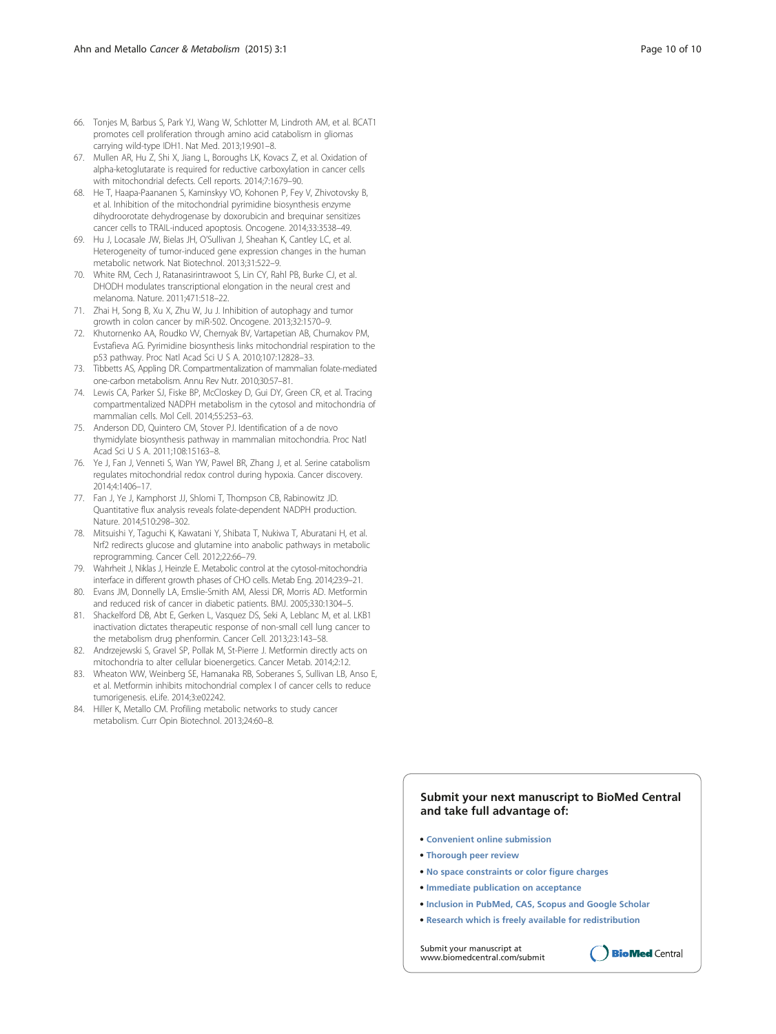66. Tonjes M, Barbus S, Park YJ, Wang W, Schlotter M, Lindroth AM, et al. BCAT1 promotes cell proliferation through amino acid catabolism in gliomas carrying wild-type IDH1. Nat Med. 2013;19:901–8.
67. Mullen AR, Hu Z, Shi X, Jiang L, Boroughs LK, Kovacs Z, et al. Oxidation of alpha-ketoglutarate is required for reductive carboxylation in cancer cells with mitochondrial defects. Cell reports. 2014;7:1679–90.
68. He T, Haapa-Paananen S, Kaminskyy VO, Kohonen P, Fey V, Zhivotovsky B, et al. Inhibition of the mitochondrial pyrimidine biosynthesis enzyme dihydroorotate dehydrogenase by doxorubicin and brequinar sensitizes cancer cells to TRAIL-induced apoptosis. Oncogene. 2014;33:3538–49.
69. Hu J, Locasale JW, Bielas JH, O'Sullivan J, Sheahan K, Cantley LC, et al. Heterogeneity of tumor-induced gene expression changes in the human metabolic network. Nat Biotechnol. 2013;31:522–9.
70. White RM, Cech J, Ratanasirintrawoot S, Lin CY, Rahl PB, Burke CJ, et al. DHODH modulates transcriptional elongation in the neural crest and melanoma. Nature. 2011;471:518–22.
71. Zhai H, Song B, Xu X, Zhu W, Ju J. Inhibition of autophagy and tumor growth in colon cancer by miR-502. Oncogene. 2013;32:1570–9.
72. Khutornenko AA, Roudko VV, Chernyak BV, Vartapetian AB, Chumakov PM, Evstafieva AG. Pyrimidine biosynthesis links mitochondrial respiration to the p53 pathway. Proc Natl Acad Sci U S A. 2010;107:12828–33.
73. Tibbetts AS, Appling DR. Compartmentalization of mammalian folate-mediated one-carbon metabolism. Annu Rev Nutr. 2010;30:57–81.
74. Lewis CA, Parker SJ, Fiske BP, McCloskey D, Gui DY, Green CR, et al. Tracing compartmentalized NADPH metabolism in the cytosol and mitochondria of mammalian cells. Mol Cell. 2014;55:253–63.
75. Anderson DD, Quintero CM, Stover PJ. Identification of a de novo thymidylate biosynthesis pathway in mammalian mitochondria. Proc Natl Acad Sci U S A. 2011;108:15163–8.
76. Ye J, Fan J, Venneti S, Wan YW, Pawel BR, Zhang J, et al. Serine catabolism regulates mitochondrial redox control during hypoxia. Cancer discovery. 2014;4:1406–17.
77. Fan J, Ye J, Kamphorst JJ, Shlomi T, Thompson CB, Rabinowitz JD. Quantitative flux analysis reveals folate-dependent NADPH production. Nature. 2014;510:298–302.
78. Mitsuishi Y, Taguchi K, Kawatani Y, Shibata T, Nukiwa T, Aburatani H, et al. Nrf2 redirects glucose and glutamine into anabolic pathways in metabolic reprogramming. Cancer Cell. 2012;22:66–79.
79. Wahrheit J, Niklas J, Heinzle E. Metabolic control at the cytosol-mitochondria interface in different growth phases of CHO cells. Metab Eng. 2014;23:9–21.
80. Evans JM, Donnelly LA, Emslie-Smith AM, Alessi DR, Morris AD. Metformin and reduced risk of cancer in diabetic patients. BMJ. 2005;330:1304–5.
81. Shackelford DB, Abt E, Gerken L, Vasquez DS, Seki A, Leblanc M, et al. LKB1 inactivation dictates therapeutic response of non-small cell lung cancer to the metabolism drug phenformin. Cancer Cell. 2013;23:143–58.
82. Andrzejewski S, Gravel SP, Pollak M, St-Pierre J. Metformin directly acts on mitochondria to alter cellular bioenergetics. Cancer Metab. 2014;2:12.
83. Wheaton WW, Weinberg SE, Hamanaka RB, Soberanes S, Sullivan LB, Anso E, et al. Metformin inhibits mitochondrial complex I of cancer cells to reduce tumorigenesis. eLife. 2014;3:e02242.
84. Hiller K, Metallo CM. Profiling metabolic networks to study cancer metabolism. Curr Opin Biotechnol. 2013;24:60–8.

**Submit your next manuscript to BioMed Central and take full advantage of:**

- **Convenient online submission**
- **Thorough peer review**
- **No space constraints or color figure charges**
- **Immediate publication on acceptance**
- **Inclusion in PubMed, CAS, Scopus and Google Scholar**
- **Research which is freely available for redistribution**

Submit your manuscript at
www.biomedcentral.com/submit

BioMed Central